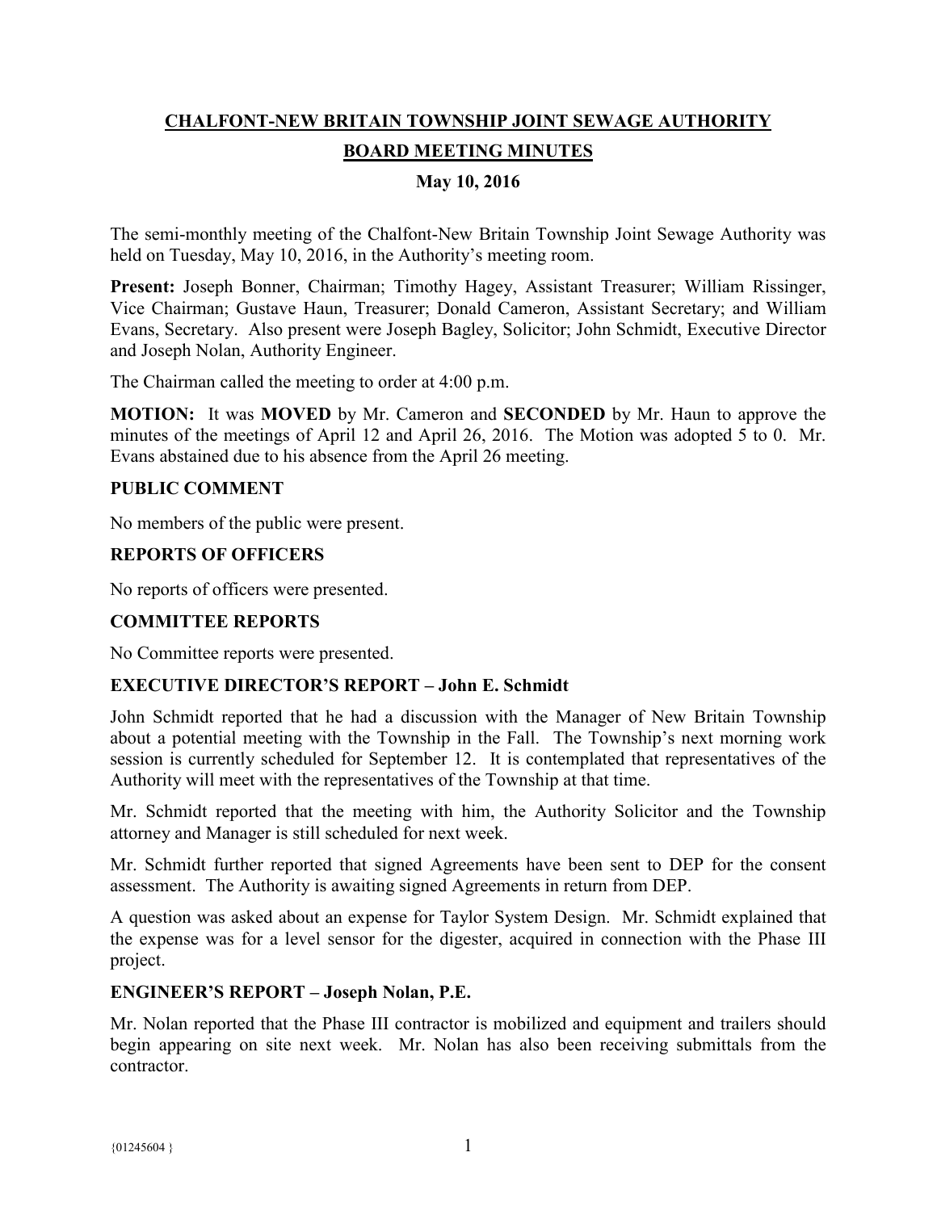# CHALFONT-NEW BRITAIN TOWNSHIP JOINT SEWAGE AUTHORITY

## BOARD MEETING MINUTES

### May 10, 2016

The semi-monthly meeting of the Chalfont-New Britain Township Joint Sewage Authority was held on Tuesday, May 10, 2016, in the Authority's meeting room.

**Present:** Joseph Bonner, Chairman; Timothy Hagey, Assistant Treasurer; William Rissinger, Vice Chairman; Gustave Haun, Treasurer; Donald Cameron, Assistant Secretary; and William Evans, Secretary. Also present were Joseph Bagley, Solicitor; John Schmidt, Executive Director and Joseph Nolan, Authority Engineer.

The Chairman called the meeting to order at 4:00 p.m.

**MOTION:** It was **MOVED** by Mr. Cameron and **SECONDED** by Mr. Haun to approve the minutes of the meetings of April 12 and April 26, 2016. The Motion was adopted 5 to 0. Mr. Evans abstained due to his absence from the April 26 meeting.

### PUBLIC COMMENT

No members of the public were present.

### REPORTS OF OFFICERS

No reports of officers were presented.

### COMMITTEE REPORTS

No Committee reports were presented.

### EXECUTIVE DIRECTOR'S REPORT – John E. Schmidt

John Schmidt reported that he had a discussion with the Manager of New Britain Township about a potential meeting with the Township in the Fall. The Township's next morning work session is currently scheduled for September 12. It is contemplated that representatives of the Authority will meet with the representatives of the Township at that time.

Mr. Schmidt reported that the meeting with him, the Authority Solicitor and the Township attorney and Manager is still scheduled for next week.

Mr. Schmidt further reported that signed Agreements have been sent to DEP for the consent assessment. The Authority is awaiting signed Agreements in return from DEP.

A question was asked about an expense for Taylor System Design. Mr. Schmidt explained that the expense was for a level sensor for the digester, acquired in connection with the Phase III project.

### ENGINEER'S REPORT – Joseph Nolan, P.E.

Mr. Nolan reported that the Phase III contractor is mobilized and equipment and trailers should begin appearing on site next week. Mr. Nolan has also been receiving submittals from the contractor.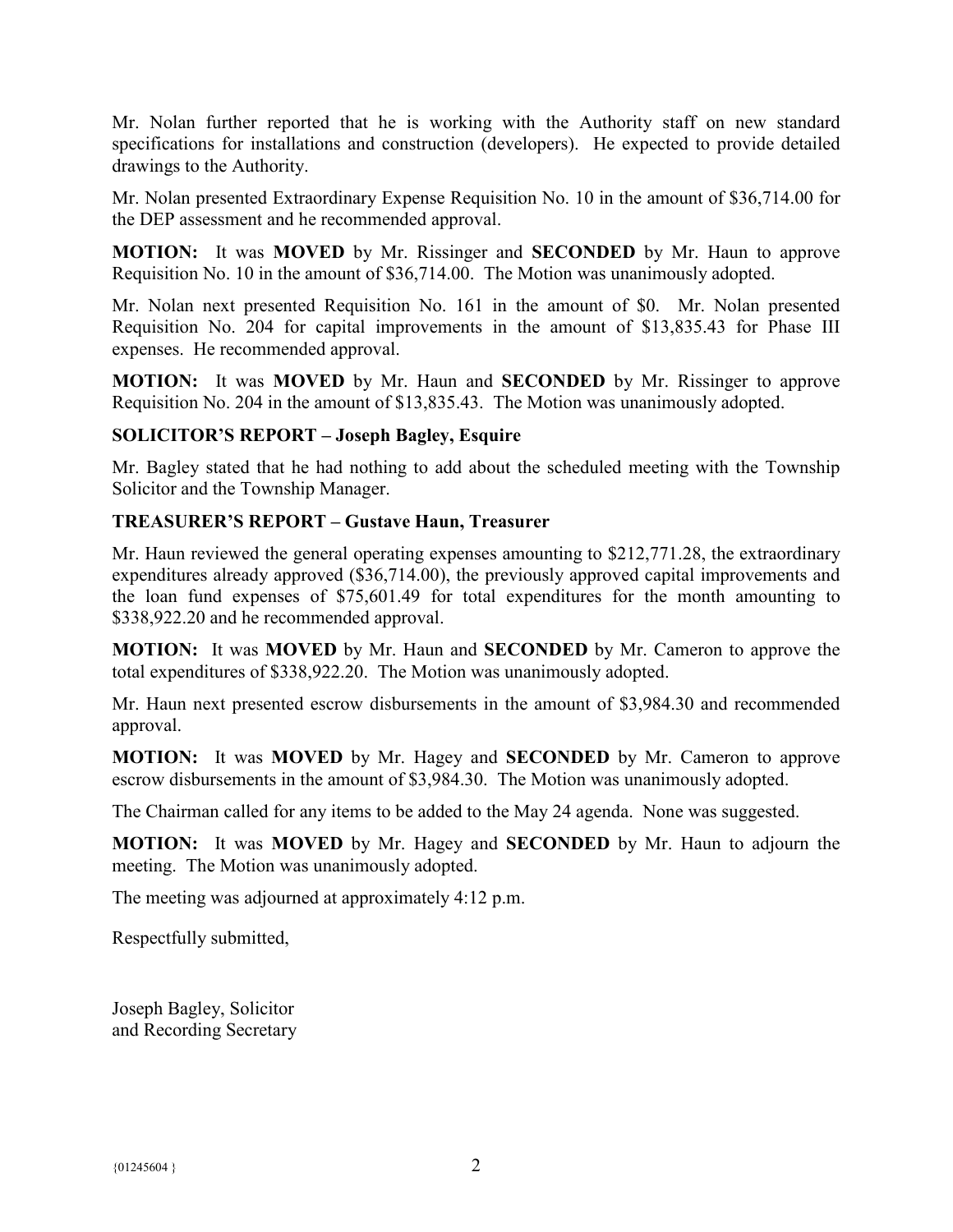Mr. Nolan further reported that he is working with the Authority staff on new standard specifications for installations and construction (developers). He expected to provide detailed drawings to the Authority.

Mr. Nolan presented Extraordinary Expense Requisition No. 10 in the amount of $36,714.00 for the DEP assessment and he recommended approval.

**MOTION:** It was **MOVED** by Mr. Rissinger and **SECONDED** by Mr. Haun to approve Requisition No. 10 in the amount of $36,714.00. The Motion was unanimously adopted.

Mr. Nolan next presented Requisition No. 161 in the amount of $0. Mr. Nolan presented Requisition No. 204 for capital improvements in the amount of $13,835.43 for Phase III expenses. He recommended approval.

**MOTION:** It was **MOVED** by Mr. Haun and **SECONDED** by Mr. Rissinger to approve Requisition No. 204 in the amount of $13,835.43. The Motion was unanimously adopted.

**SOLICITOR'S REPORT – Joseph Bagley, Esquire**

Mr. Bagley stated that he had nothing to add about the scheduled meeting with the Township Solicitor and the Township Manager.

**TREASURER'S REPORT – Gustave Haun, Treasurer**

Mr. Haun reviewed the general operating expenses amounting to $212,771.28, the extraordinary expenditures already approved ($36,714.00), the previously approved capital improvements and the loan fund expenses of $75,601.49 for total expenditures for the month amounting to $338,922.20 and he recommended approval.

**MOTION:** It was **MOVED** by Mr. Haun and **SECONDED** by Mr. Cameron to approve the total expenditures of $338,922.20. The Motion was unanimously adopted.

Mr. Haun next presented escrow disbursements in the amount of $3,984.30 and recommended approval.

**MOTION:** It was **MOVED** by Mr. Hagey and **SECONDED** by Mr. Cameron to approve escrow disbursements in the amount of $3,984.30. The Motion was unanimously adopted.

The Chairman called for any items to be added to the May 24 agenda. None was suggested.

**MOTION:** It was **MOVED** by Mr. Hagey and **SECONDED** by Mr. Haun to adjourn the meeting. The Motion was unanimously adopted.

The meeting was adjourned at approximately 4:12 p.m.

Respectfully submitted,

Joseph Bagley, Solicitor
and Recording Secretary

{01245604 }